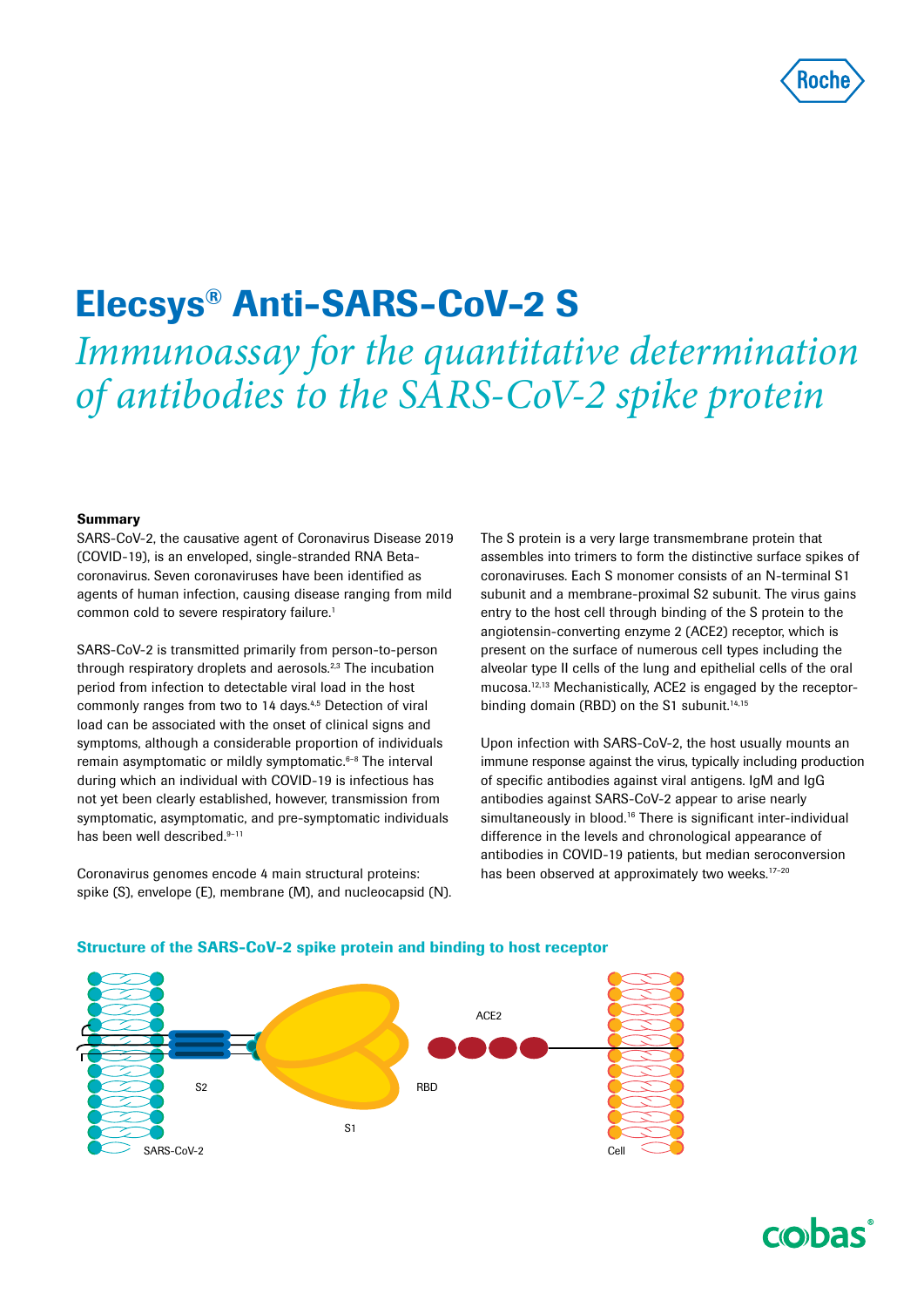# Elecsys® Anti-SARS-CoV-2 S

*Immunoassay for the quantitative determination of antibodies to the SARS-CoV-2 spike protein*

**Summary**

SARS-CoV-2, the causative agent of Coronavirus Disease 2019 (COVID-19), is an enveloped, single-stranded RNA Beta-coronavirus. Seven coronaviruses have been identified as agents of human infection, causing disease ranging from mild common cold to severe respiratory failure.[1]

SARS-CoV-2 is transmitted primarily from person-to-person through respiratory droplets and aerosols.[2,3] The incubation period from infection to detectable viral load in the host commonly ranges from two to 14 days.[4,5] Detection of viral load can be associated with the onset of clinical signs and symptoms, although a considerable proportion of individuals remain asymptomatic or mildly symptomatic.[6–8] The interval during which an individual with COVID-19 is infectious has not yet been clearly established, however, transmission from symptomatic, asymptomatic, and pre-symptomatic individuals has been well described.[9–11]

Coronavirus genomes encode 4 main structural proteins: spike (S), envelope (E), membrane (M), and nucleocapsid (N).

The S protein is a very large transmembrane protein that assembles into trimers to form the distinctive surface spikes of coronaviruses. Each S monomer consists of an N-terminal S1 subunit and a membrane-proximal S2 subunit. The virus gains entry to the host cell through binding of the S protein to the angiotensin-converting enzyme 2 (ACE2) receptor, which is present on the surface of numerous cell types including the alveolar type II cells of the lung and epithelial cells of the oral mucosa.[12,13] Mechanistically, ACE2 is engaged by the receptor-binding domain (RBD) on the S1 subunit.[14,15]

Upon infection with SARS-CoV-2, the host usually mounts an immune response against the virus, typically including production of specific antibodies against viral antigens. IgM and IgG antibodies against SARS-CoV-2 appear to arise nearly simultaneously in blood.[16] There is significant inter-individual difference in the levels and chronological appearance of antibodies in COVID-19 patients, but median seroconversion has been observed at approximately two weeks.[17–20]

**Structure of the SARS-CoV-2 spike protein and binding to host receptor**

ACE2 S2 RBD S1 SARS-CoV-2 Cell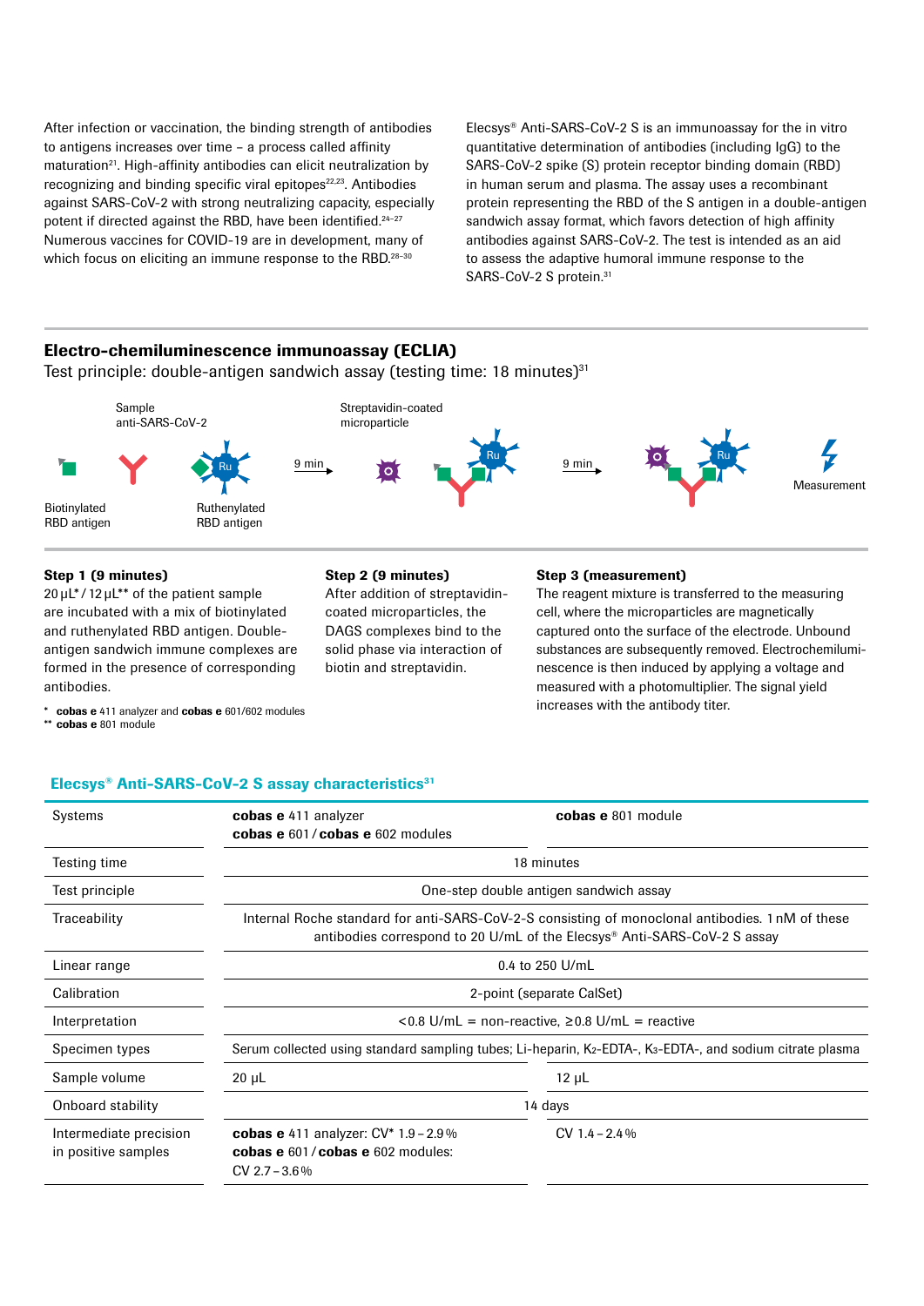After infection or vaccination, the binding strength of antibodies to antigens increases over time – a process called affinity maturation[21]. High-affinity antibodies can elicit neutralization by recognizing and binding specific viral epitopes[22,23]. Antibodies against SARS-CoV-2 with strong neutralizing capacity, especially potent if directed against the RBD, have been identified.[24–27] Numerous vaccines for COVID-19 are in development, many of which focus on eliciting an immune response to the RBD.[28–30]

Elecsys® Anti-SARS-CoV-2 S is an immunoassay for the in vitro quantitative determination of antibodies (including IgG) to the SARS-CoV-2 spike (S) protein receptor binding domain (RBD) in human serum and plasma. The assay uses a recombinant protein representing the RBD of the S antigen in a double-antigen sandwich assay format, which favors detection of high affinity antibodies against SARS-CoV-2. The test is intended as an aid to assess the adaptive humoral immune response to the SARS-CoV-2 S protein.[31]

## Electro-chemiluminescence immunoassay (ECLIA)

Test principle: double-antigen sandwich assay (testing time: 18 minutes)[31]

Biotinylated RBD antigen · Sample anti-SARS-CoV-2 · Ruthenylated RBD antigen → 9 min → Streptavidin-coated microparticle → 9 min → Measurement

**Step 1 (9 minutes)**
20 µL* / 12 µL** of the patient sample are incubated with a mix of biotinylated and ruthenylated RBD antigen. Double-antigen sandwich immune complexes are formed in the presence of corresponding antibodies.

\* **cobas e** 411 analyzer and **cobas e** 601/602 modules
\*\* **cobas e** 801 module

**Step 2 (9 minutes)**
After addition of streptavidin-coated microparticles, the DAGS complexes bind to the solid phase via interaction of biotin and streptavidin.

**Step 3 (measurement)**
The reagent mixture is transferred to the measuring cell, where the microparticles are magnetically captured onto the surface of the electrode. Unbound substances are subsequently removed. Electrochemiluminescence is then induced by applying a voltage and measured with a photomultiplier. The signal yield increases with the antibody titer.

### Elecsys® Anti-SARS-CoV-2 S assay characteristics[31]

| Systems | **cobas e** 411 analyzer<br>**cobas e** 601 / **cobas e** 602 modules | **cobas e** 801 module |
|---|---|---|
| Testing time | 18 minutes | |
| Test principle | One-step double antigen sandwich assay | |
| Traceability | Internal Roche standard for anti-SARS-CoV-2-S consisting of monoclonal antibodies. 1 nM of these antibodies correspond to 20 U/mL of the Elecsys® Anti-SARS-CoV-2 S assay | |
| Linear range | 0.4 to 250 U/mL | |
| Calibration | 2-point (separate CalSet) | |
| Interpretation | <0.8 U/mL = non-reactive, ≥0.8 U/mL = reactive | |
| Specimen types | Serum collected using standard sampling tubes; Li-heparin, $K_2$-EDTA-, $K_3$-EDTA-, and sodium citrate plasma | |
| Sample volume | 20 µL | 12 µL |
| Onboard stability | 14 days | |
| Intermediate precision in positive samples | **cobas e** 411 analyzer: CV* 1.9 – 2.9 %<br>**cobas e** 601 / **cobas e** 602 modules: CV 2.7 – 3.6 % | CV 1.4 – 2.4 % |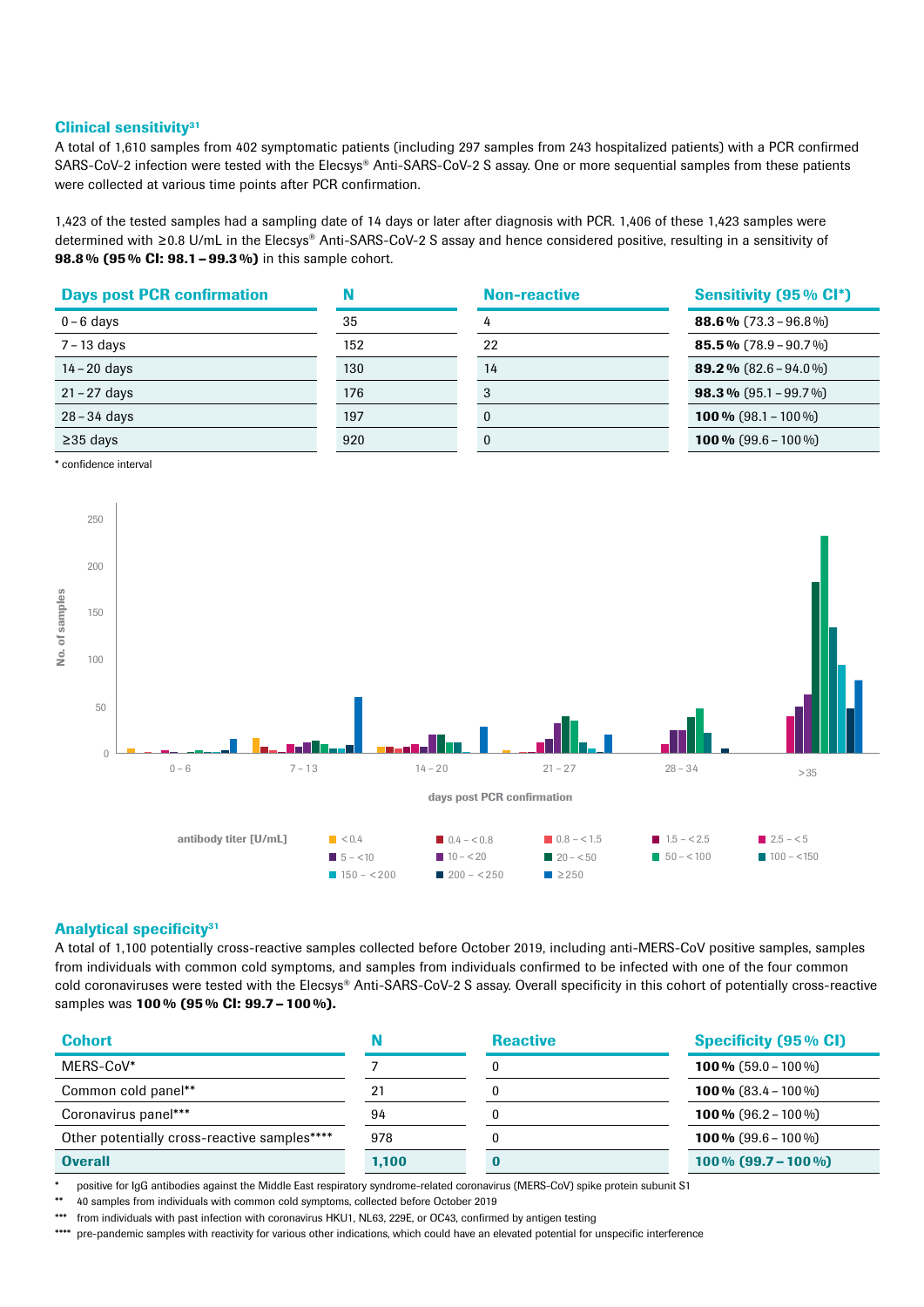### Clinical sensitivity[31]

A total of 1,610 samples from 402 symptomatic patients (including 297 samples from 243 hospitalized patients) with a PCR confirmed SARS-CoV-2 infection were tested with the Elecsys® Anti-SARS-CoV-2 S assay. One or more sequential samples from these patients were collected at various time points after PCR confirmation.

1,423 of the tested samples had a sampling date of 14 days or later after diagnosis with PCR. 1,406 of these 1,423 samples were determined with ≥0.8 U/mL in the Elecsys® Anti-SARS-CoV-2 S assay and hence considered positive, resulting in a sensitivity of **98.8 % (95 % CI: 98.1 – 99.3 %)** in this sample cohort.

| Days post PCR confirmation | N | Non-reactive | Sensitivity (95 % CI*) |
|---|---|---|---|
| 0 – 6 days | 35 | 4 | **88.6 %** (73.3 – 96.8 %) |
| 7 – 13 days | 152 | 22 | **85.5 %** (78.9 – 90.7 %) |
| 14 – 20 days | 130 | 14 | **89.2 %** (82.6 – 94.0 %) |
| 21 – 27 days | 176 | 3 | **98.3 %** (95.1 – 99.7 %) |
| 28 – 34 days | 197 | 0 | **100 %** (98.1 – 100 %) |
| ≥35 days | 920 | 0 | **100 %** (99.6 – 100 %) |

\* confidence interval

No. of samples

days post PCR confirmation: 0 – 6, 7 – 13, 14 – 20, 21 – 27, 28 – 34, >35

antibody titer [U/mL]: < 0.4; 0.4 – < 0.8; 0.8 – < 1.5; 1.5 – < 2.5; 2.5 – < 5; 5 – < 10; 10 – < 20; 20 – < 50; 50 – < 100; 100 – < 150; 150 – < 200; 200 – < 250; ≥ 250

### Analytical specificity[31]

A total of 1,100 potentially cross-reactive samples collected before October 2019, including anti-MERS-CoV positive samples, samples from individuals with common cold symptoms, and samples from individuals confirmed to be infected with one of the four common cold coronaviruses were tested with the Elecsys® Anti-SARS-CoV-2 S assay. Overall specificity in this cohort of potentially cross-reactive samples was **100 % (95 % CI: 99.7 – 100 %).**

| Cohort | N | Reactive | Specificity (95 % CI) |
|---|---|---|---|
| MERS-CoV* | 7 | 0 | **100 %** (59.0 – 100 %) |
| Common cold panel** | 21 | 0 | **100 %** (83.4 – 100 %) |
| Coronavirus panel*** | 94 | 0 | **100 %** (96.2 – 100 %) |
| Other potentially cross-reactive samples**** | 978 | 0 | **100 %** (99.6 – 100 %) |
| **Overall** | **1,100** | **0** | **100 % (99.7 – 100 %)** |

\* positive for IgG antibodies against the Middle East respiratory syndrome-related coronavirus (MERS-CoV) spike protein subunit S1

\** 40 samples from individuals with common cold symptoms, collected before October 2019

\*** from individuals with past infection with coronavirus HKU1, NL63, 229E, or OC43, confirmed by antigen testing

\**** pre-pandemic samples with reactivity for various other indications, which could have an elevated potential for unspecific interference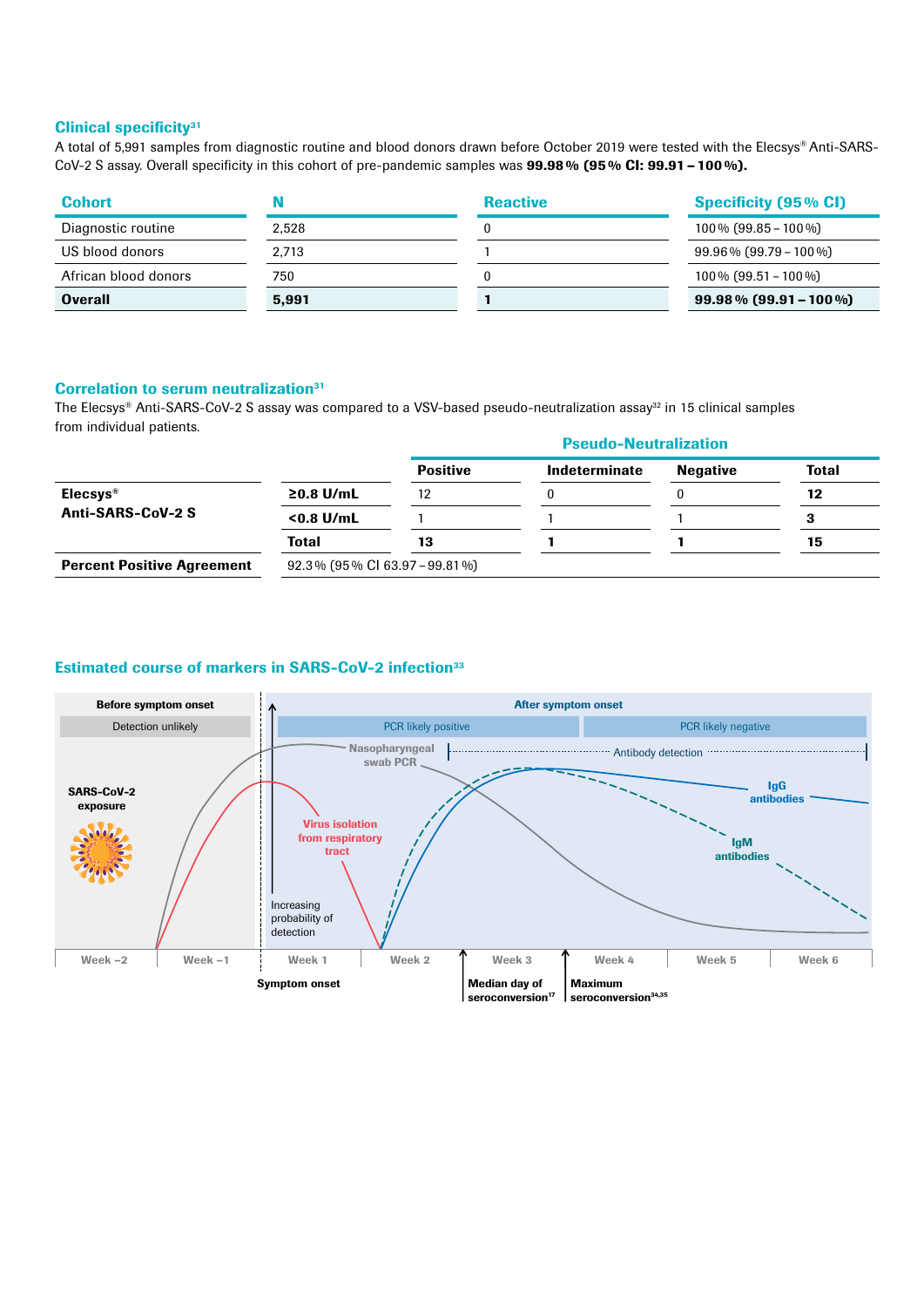### Clinical specificity[31]

A total of 5,991 samples from diagnostic routine and blood donors drawn before October 2019 were tested with the Elecsys® Anti-SARS-CoV-2 S assay. Overall specificity in this cohort of pre-pandemic samples was **99.98 % (95 % CI: 99.91 – 100 %).**

| Cohort | N | Reactive | Specificity (95 % CI) |
|---|---|---|---|
| Diagnostic routine | 2,528 | 0 | 100 % (99.85 – 100 %) |
| US blood donors | 2,713 | 1 | 99.96 % (99.79 – 100 %) |
| African blood donors | 750 | 0 | 100 % (99.51 – 100 %) |
| **Overall** | **5,991** | **1** | **99.98 % (99.91 – 100 %)** |

### Correlation to serum neutralization[31]

The Elecsys® Anti-SARS-CoV-2 S assay was compared to a VSV-based pseudo-neutralization assay[32] in 15 clinical samples from individual patients.

| | | Pseudo-Neutralization | | | |
|---|---|---|---|---|---|
| | | **Positive** | **Indeterminate** | **Negative** | **Total** |
| **Elecsys® Anti-SARS-CoV-2 S** | **≥0.8 U/mL** | 12 | 0 | 0 | **12** |
| | **<0.8 U/mL** | 1 | 1 | 1 | **3** |
| | **Total** | **13** | **1** | **1** | **15** |
| **Percent Positive Agreement** | 92.3 % (95 % CI 63.97 – 99.81 %) | | | | |

### Estimated course of markers in SARS-CoV-2 infection[33]

Before symptom onset | Detection unlikely | SARS-CoV-2 exposure

After symptom onset | PCR likely positive | PCR likely negative | Antibody detection

Nasopharyngeal swab PCR | Virus isolation from respiratory tract | IgG antibodies | IgM antibodies | Increasing probability of detection

Week –2 | Week –1 | Week 1 | Week 2 | Week 3 | Week 4 | Week 5 | Week 6

Symptom onset | Median day of seroconversion[17] | Maximum seroconversion[34,35]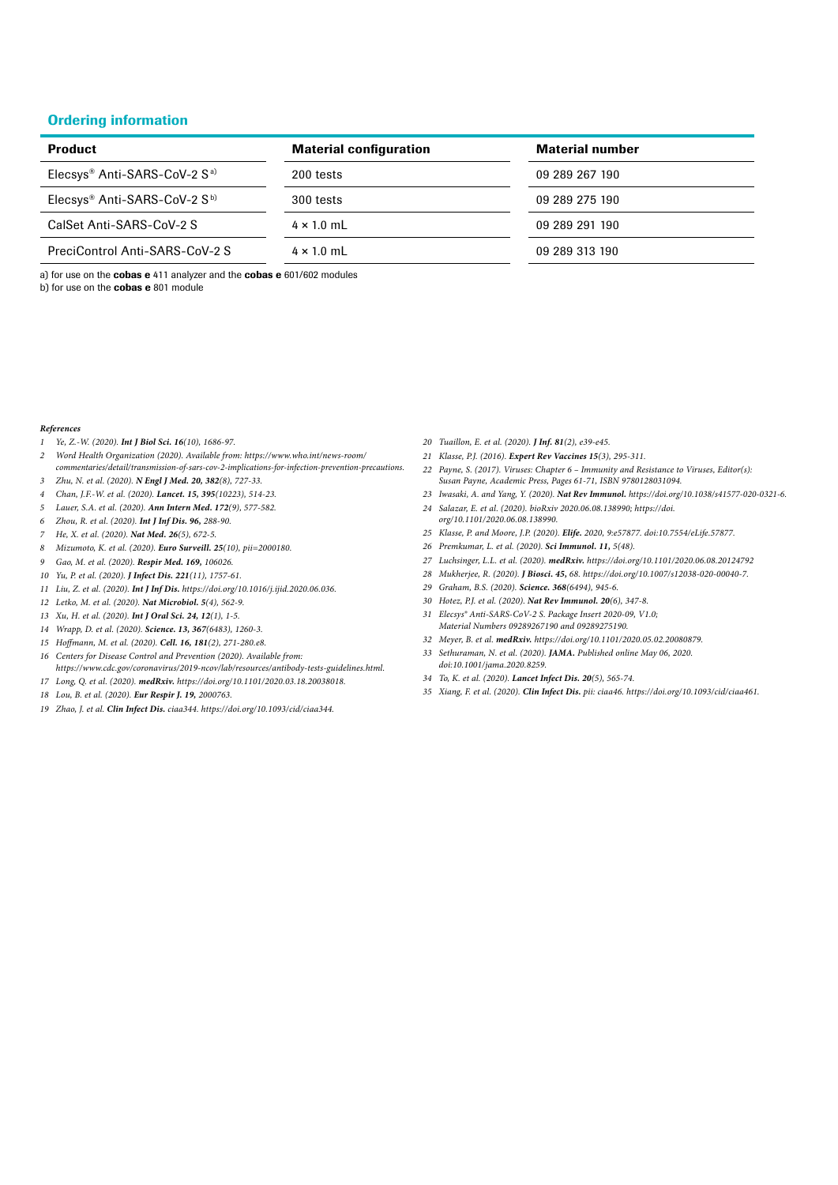## Ordering information

| Product | Material configuration | Material number |
|---|---|---|
| Elecsys® Anti-SARS-CoV-2 S [a] | 200 tests | 09 289 267 190 |
| Elecsys® Anti-SARS-CoV-2 S [b] | 300 tests | 09 289 275 190 |
| CalSet Anti-SARS-CoV-2 S | 4 × 1.0 mL | 09 289 291 190 |
| PreciControl Anti-SARS-CoV-2 S | 4 × 1.0 mL | 09 289 313 190 |

a) for use on the **cobas e** 411 analyzer and the **cobas e** 601/602 modules
b) for use on the **cobas e** 801 module

***References***

1. *Ye, Z.-W. (2020). **Int J Biol Sci. 16**(10), 1686-97.*
2. *Word Health Organization (2020). Available from: https://www.who.int/news-room/commentaries/detail/transmission-of-sars-cov-2-implications-for-infection-prevention-precautions.*
3. *Zhu, N. et al. (2020). **N Engl J Med. 20, 382**(8), 727-33.*
4. *Chan, J.F.-W. et al. (2020). **Lancet. 15, 395**(10223), 514-23.*
5. *Lauer, S.A. et al. (2020). **Ann Intern Med. 172**(9), 577-582.*
6. *Zhou, R. et al. (2020). **Int J Inf Dis. 96,** 288-90.*
7. *He, X. et al. (2020). **Nat Med. 26**(5), 672-5.*
8. *Mizumoto, K. et al. (2020). **Euro Surveill. 25**(10), pii=2000180.*
9. *Gao, M. et al. (2020). **Respir Med. 169,** 106026.*
10. *Yu, P. et al. (2020). **J Infect Dis. 221**(11), 1757-61.*
11. *Liu, Z. et al. (2020). **Int J Inf Dis.** https://doi.org/10.1016/j.ijid.2020.06.036.*
12. *Letko, M. et al. (2020). **Nat Microbiol. 5**(4), 562-9.*
13. *Xu, H. et al. (2020). **Int J Oral Sci. 24, 12**(1), 1-5.*
14. *Wrapp, D. et al. (2020). **Science. 13, 367**(6483), 1260-3.*
15. *Hoffmann, M. et al. (2020). **Cell. 16, 181**(2), 271-280.e8.*
16. *Centers for Disease Control and Prevention (2020). Available from: https://www.cdc.gov/coronavirus/2019-ncov/lab/resources/antibody-tests-guidelines.html.*
17. *Long, Q. et al. (2020). **medRxiv.** https://doi.org/10.1101/2020.03.18.20038018.*
18. *Lou, B. et al. (2020). **Eur Respir J. 19,** 2000763.*
19. *Zhao, J. et al. **Clin Infect Dis.** ciaa344. https://doi.org/10.1093/cid/ciaa344.*
20. *Tuaillon, E. et al. (2020). **J Inf. 81**(2), e39-e45.*
21. *Klasse, P.J. (2016). **Expert Rev Vaccines 15**(3), 295-311.*
22. *Payne, S. (2017). Viruses: Chapter 6 – Immunity and Resistance to Viruses, Editor(s): Susan Payne, Academic Press, Pages 61-71, ISBN 9780128031094.*
23. *Iwasaki, A. and Yang, Y. (2020). **Nat Rev Immunol.** https://doi.org/10.1038/s41577-020-0321-6.*
24. *Salazar, E. et al. (2020). bioRxiv 2020.06.08.138990; https://doi.org/10.1101/2020.06.08.138990.*
25. *Klasse, P. and Moore, J.P. (2020). **Elife.** 2020, 9:e57877. doi:10.7554/eLife.57877.*
26. *Premkumar, L. et al. (2020). **Sci Immunol. 11,** 5(48).*
27. *Luchsinger, L.L. et al. (2020). **medRxiv.** https://doi.org/10.1101/2020.06.08.20124792*
28. *Mukherjee, R. (2020). **J Biosci. 45,** 68. https://doi.org/10.1007/s12038-020-00040-7.*
29. *Graham, B.S. (2020). **Science. 368**(6494), 945-6.*
30. *Hotez, P.J. et al. (2020). **Nat Rev Immunol. 20**(6), 347-8.*
31. *Elecsys® Anti-SARS-CoV-2 S. Package Insert 2020-09, V1.0; Material Numbers 09289267190 and 09289275190.*
32. *Meyer, B. et al. **medRxiv.** https://doi.org/10.1101/2020.05.02.20080879.*
33. *Sethuraman, N. et al. (2020). **JAMA.** Published online May 06, 2020. doi:10.1001/jama.2020.8259.*
34. *To, K. et al. (2020). **Lancet Infect Dis. 20**(5), 565-74.*
35. *Xiang, F. et al. (2020). **Clin Infect Dis.** pii: ciaa46. https://doi.org/10.1093/cid/ciaa461.*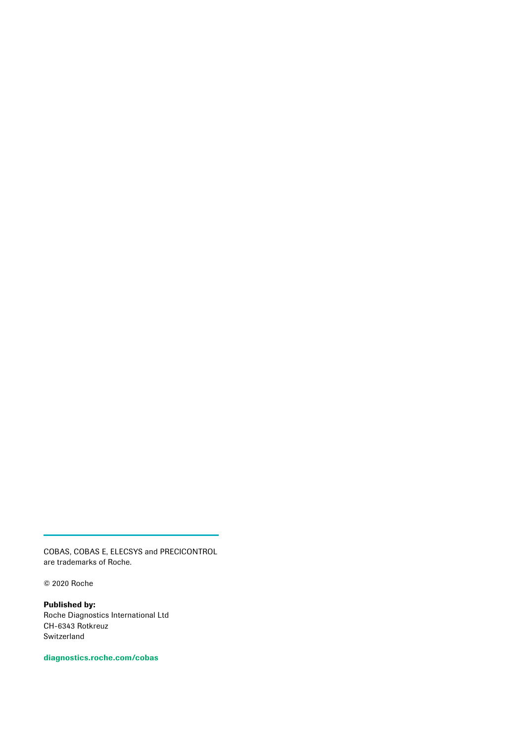COBAS, COBAS E, ELECSYS and PRECICONTROL
are trademarks of Roche.

© 2020 Roche

**Published by:**
Roche Diagnostics International Ltd
CH-6343 Rotkreuz
Switzerland

**diagnostics.roche.com/cobas**